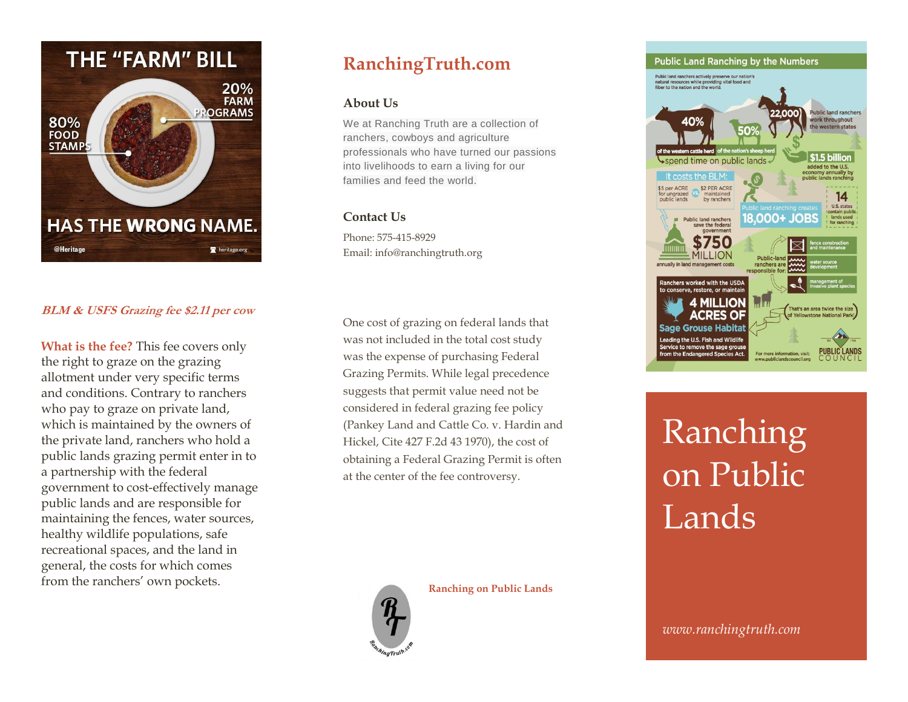# THE "FARM" BILL

80% FOOD STAMPS

20% FARM PROGRAMS

HAS THE WRONG NAME.

@Heritage heritage.org

***BLM & USFS Grazing fee $2.11 per cow***

**What is the fee?** This fee covers only the right to graze on the grazing allotment under very specific terms and conditions. Contrary to ranchers who pay to graze on private land, which is maintained by the owners of the private land, ranchers who hold a public lands grazing permit enter in to a partnership with the federal government to cost-effectively manage public lands and are responsible for maintaining the fences, water sources, healthy wildlife populations, safe recreational spaces, and the land in general, the costs for which comes from the ranchers' own pockets.

# RanchingTruth.com

## About Us

We at Ranching Truth are a collection of ranchers, cowboys and agriculture professionals who have turned our passions into livelihoods to earn a living for our families and feed the world.

## Contact Us

Phone: 575-415-8929
Email: info@ranchingtruth.org

One cost of grazing on federal lands that was not included in the total cost study was the expense of purchasing Federal Grazing Permits. While legal precedence suggests that permit value need not be considered in federal grazing fee policy (Pankey Land and Cattle Co. v. Hardin and Hickel, Cite 427 F.2d 43 1970), the cost of obtaining a Federal Grazing Permit is often at the center of the fee controversy.

RanchingTruth.com

**Ranching on Public Lands**

## Public Land Ranching by the Numbers

Public land ranchers actively preserve our nation's natural resources while providing vital food and fiber to the nation and the world.

- 40% of the western cattle herd and 50% of the nation's sheep herd spend time on public lands
- 22,000 Public land ranchers work throughout the western states
- $1.5 billion added to the U.S. economy annually by public lands ranching
- It costs the BLM: $5 per ACRE for ungrazed public lands vs. $2 PER ACRE maintained by ranchers
- 14 U.S. states contain public lands used for ranching
- Public land ranching creates 18,000+ JOBS
- Public land ranchers save the federal government $750 MILLION annually in land management costs
- Public-land ranchers are responsible for: fence construction and maintenance; water source development; management of invasive plant species
- Ranchers worked with the USDA to conserve, restore, or maintain 4 MILLION ACRES OF Sage Grouse Habitat (That's an area twice the size of Yellowstone National Park!) Leading the U.S. Fish and Wildlife Service to remove the sage grouse from the Endangered Species Act.

For more information, visit: www.publiclandscouncil.org

PUBLIC LANDS COUNCIL

# Ranching on Public Lands

*www.ranchingtruth.com*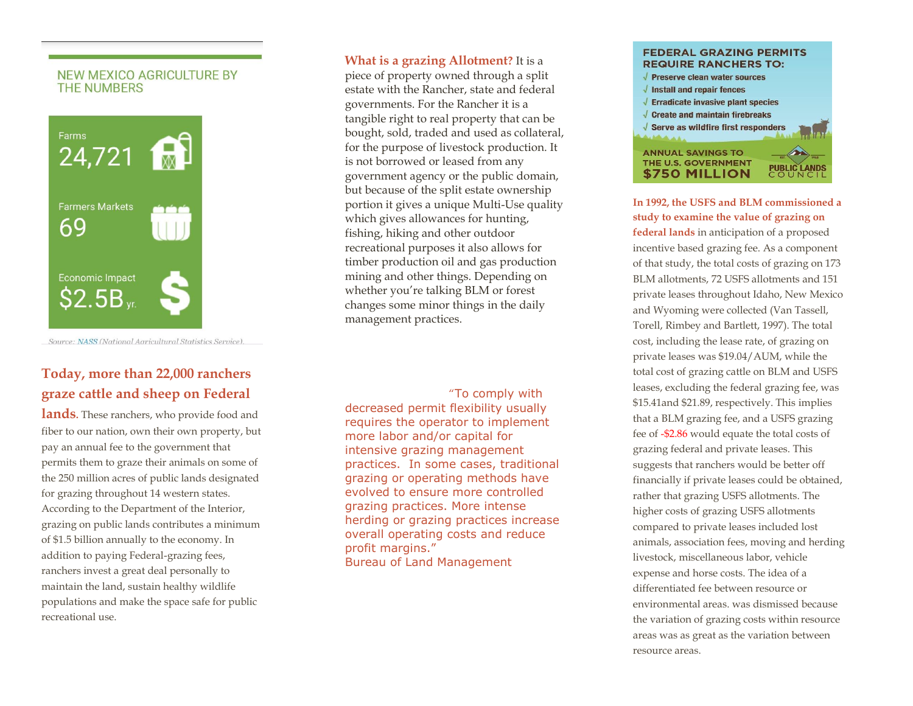## NEW MEXICO AGRICULTURE BY THE NUMBERS

Farms
24,721

Farmers Markets
69

Economic Impact
$2.5B yr.

Source: NASS (National Agricultural Statistics Service).

**Today, more than 22,000 ranchers graze cattle and sheep on Federal lands.** These ranchers, who provide food and fiber to our nation, own their own property, but pay an annual fee to the government that permits them to graze their animals on some of the 250 million acres of public lands designated for grazing throughout 14 western states. According to the Department of the Interior, grazing on public lands contributes a minimum of $1.5 billion annually to the economy. In addition to paying Federal-grazing fees, ranchers invest a great deal personally to maintain the land, sustain healthy wildlife populations and make the space safe for public recreational use.

**What is a grazing Allotment?** It is a piece of property owned through a split estate with the Rancher, state and federal governments. For the Rancher it is a tangible right to real property that can be bought, sold, traded and used as collateral, for the purpose of livestock production. It is not borrowed or leased from any government agency or the public domain, but because of the split estate ownership portion it gives a unique Multi-Use quality which gives allowances for hunting, fishing, hiking and other outdoor recreational purposes it also allows for timber production oil and gas production mining and other things. Depending on whether you're talking BLM or forest changes some minor things in the daily management practices.

"To comply with decreased permit flexibility usually requires the operator to implement more labor and/or capital for intensive grazing management practices. In some cases, traditional grazing or operating methods have evolved to ensure more controlled grazing practices. More intense herding or grazing practices increase overall operating costs and reduce profit margins."
Bureau of Land Management

**FEDERAL GRAZING PERMITS REQUIRE RANCHERS TO:**

- √ Preserve clean water sources
- √ Install and repair fences
- √ Erradicate invasive plant species
- √ Create and maintain firebreaks
- √ Serve as wildfire first responders

ANNUAL SAVINGS TO THE U.S. GOVERNMENT **$750 MILLION**

PUBLIC LANDS COUNCIL

**In 1992, the USFS and BLM commissioned a study to examine the value of grazing on federal lands** in anticipation of a proposed incentive based grazing fee. As a component of that study, the total costs of grazing on 173 BLM allotments, 72 USFS allotments and 151 private leases throughout Idaho, New Mexico and Wyoming were collected (Van Tassell, Torell, Rimbey and Bartlett, 1997). The total cost, including the lease rate, of grazing on private leases was $19.04/AUM, while the total cost of grazing cattle on BLM and USFS leases, excluding the federal grazing fee, was $15.41and $21.89, respectively. This implies that a BLM grazing fee, and a USFS grazing fee of -$2.86 would equate the total costs of grazing federal and private leases. This suggests that ranchers would be better off financially if private leases could be obtained, rather that grazing USFS allotments. The higher costs of grazing USFS allotments compared to private leases included lost animals, association fees, moving and herding livestock, miscellaneous labor, vehicle expense and horse costs. The idea of a differentiated fee between resource or environmental areas. was dismissed because the variation of grazing costs within resource areas was as great as the variation between resource areas.